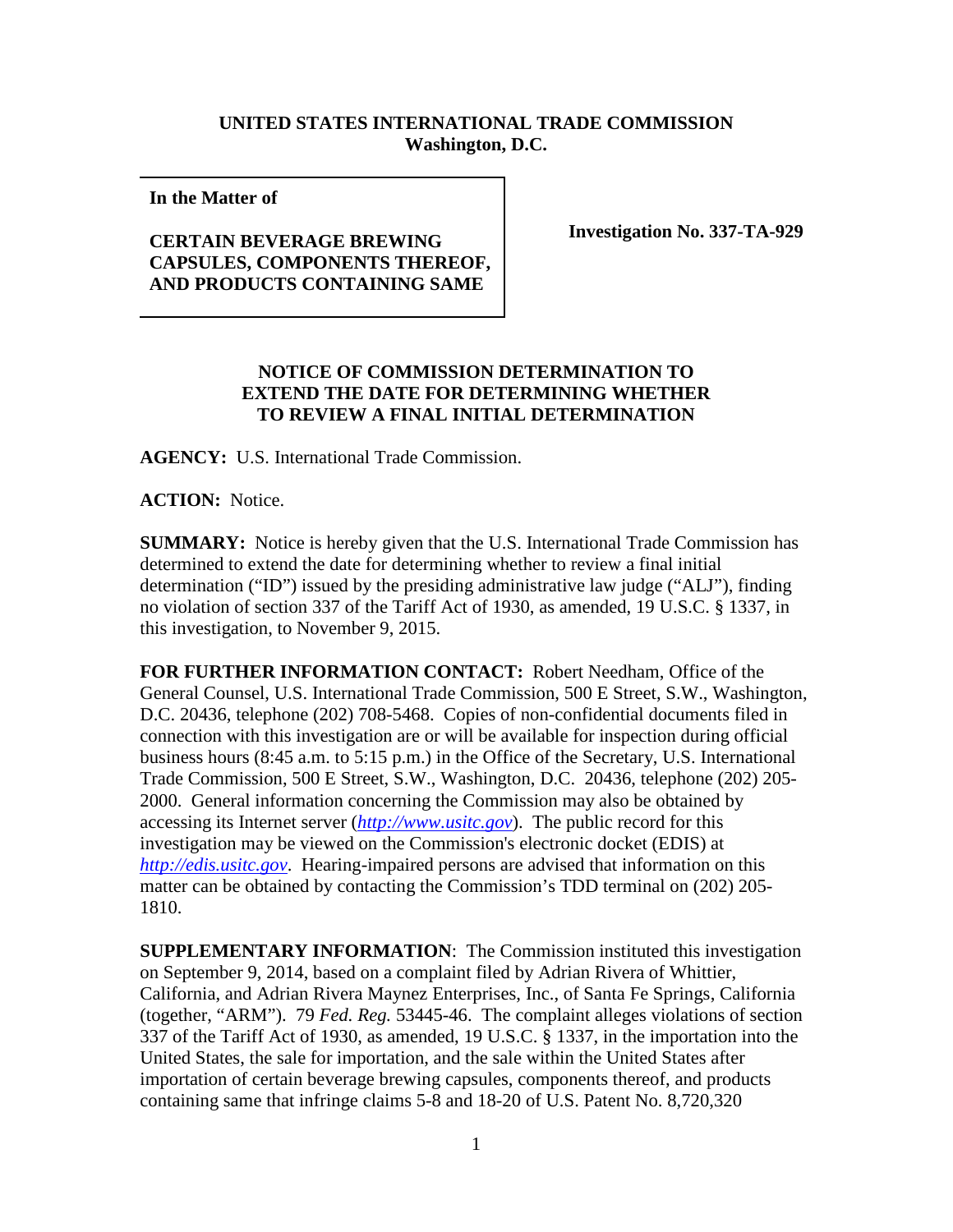**UNITED STATES INTERNATIONAL TRADE COMMISSION**
**Washington, D.C.**

| **In the Matter of** <br><br> **CERTAIN BEVERAGE BREWING CAPSULES, COMPONENTS THEREOF, AND PRODUCTS CONTAINING SAME** | **Investigation No. 337-TA-929** |
|---|---|

**NOTICE OF COMMISSION DETERMINATION TO EXTEND THE DATE FOR DETERMINING WHETHER TO REVIEW A FINAL INITIAL DETERMINATION**

**AGENCY:** U.S. International Trade Commission.

**ACTION:** Notice.

**SUMMARY:** Notice is hereby given that the U.S. International Trade Commission has determined to extend the date for determining whether to review a final initial determination ("ID") issued by the presiding administrative law judge ("ALJ"), finding no violation of section 337 of the Tariff Act of 1930, as amended, 19 U.S.C. § 1337, in this investigation, to November 9, 2015.

**FOR FURTHER INFORMATION CONTACT:** Robert Needham, Office of the General Counsel, U.S. International Trade Commission, 500 E Street, S.W., Washington, D.C. 20436, telephone (202) 708-5468. Copies of non-confidential documents filed in connection with this investigation are or will be available for inspection during official business hours (8:45 a.m. to 5:15 p.m.) in the Office of the Secretary, U.S. International Trade Commission, 500 E Street, S.W., Washington, D.C. 20436, telephone (202) 205-2000. General information concerning the Commission may also be obtained by accessing its Internet server (*http://www.usitc.gov*). The public record for this investigation may be viewed on the Commission's electronic docket (EDIS) at *http://edis.usitc.gov*. Hearing-impaired persons are advised that information on this matter can be obtained by contacting the Commission's TDD terminal on (202) 205-1810.

**SUPPLEMENTARY INFORMATION**: The Commission instituted this investigation on September 9, 2014, based on a complaint filed by Adrian Rivera of Whittier, California, and Adrian Rivera Maynez Enterprises, Inc., of Santa Fe Springs, California (together, "ARM"). 79 *Fed. Reg.* 53445-46. The complaint alleges violations of section 337 of the Tariff Act of 1930, as amended, 19 U.S.C. § 1337, in the importation into the United States, the sale for importation, and the sale within the United States after importation of certain beverage brewing capsules, components thereof, and products containing same that infringe claims 5-8 and 18-20 of U.S. Patent No. 8,720,320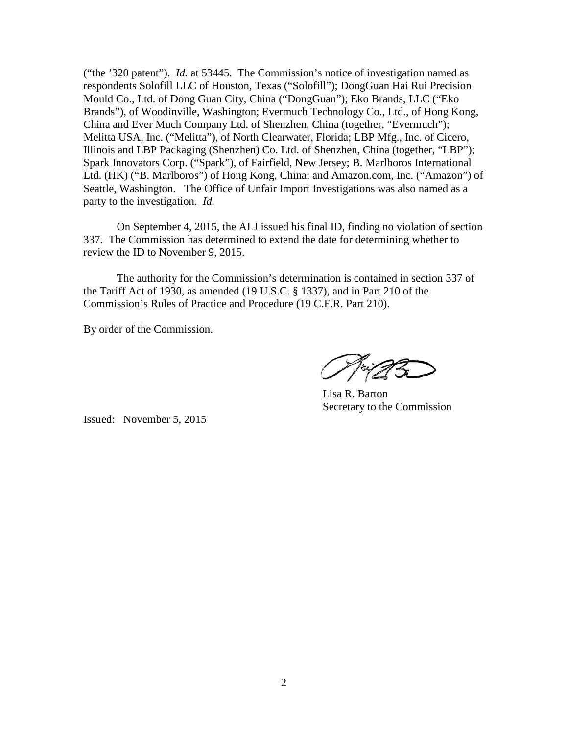("the '320 patent"). *Id.* at 53445. The Commission's notice of investigation named as respondents Solofill LLC of Houston, Texas ("Solofill"); DongGuan Hai Rui Precision Mould Co., Ltd. of Dong Guan City, China ("DongGuan"); Eko Brands, LLC ("Eko Brands"), of Woodinville, Washington; Evermuch Technology Co., Ltd., of Hong Kong, China and Ever Much Company Ltd. of Shenzhen, China (together, "Evermuch"); Melitta USA, Inc. ("Melitta"), of North Clearwater, Florida; LBP Mfg., Inc. of Cicero, Illinois and LBP Packaging (Shenzhen) Co. Ltd. of Shenzhen, China (together, "LBP"); Spark Innovators Corp. ("Spark"), of Fairfield, New Jersey; B. Marlboros International Ltd. (HK) ("B. Marlboros") of Hong Kong, China; and Amazon.com, Inc. ("Amazon") of Seattle, Washington. The Office of Unfair Import Investigations was also named as a party to the investigation. *Id.*

On September 4, 2015, the ALJ issued his final ID, finding no violation of section 337. The Commission has determined to extend the date for determining whether to review the ID to November 9, 2015.

The authority for the Commission's determination is contained in section 337 of the Tariff Act of 1930, as amended (19 U.S.C. § 1337), and in Part 210 of the Commission's Rules of Practice and Procedure (19 C.F.R. Part 210).

By order of the Commission.

Lisa R. Barton
Secretary to the Commission

Issued: November 5, 2015